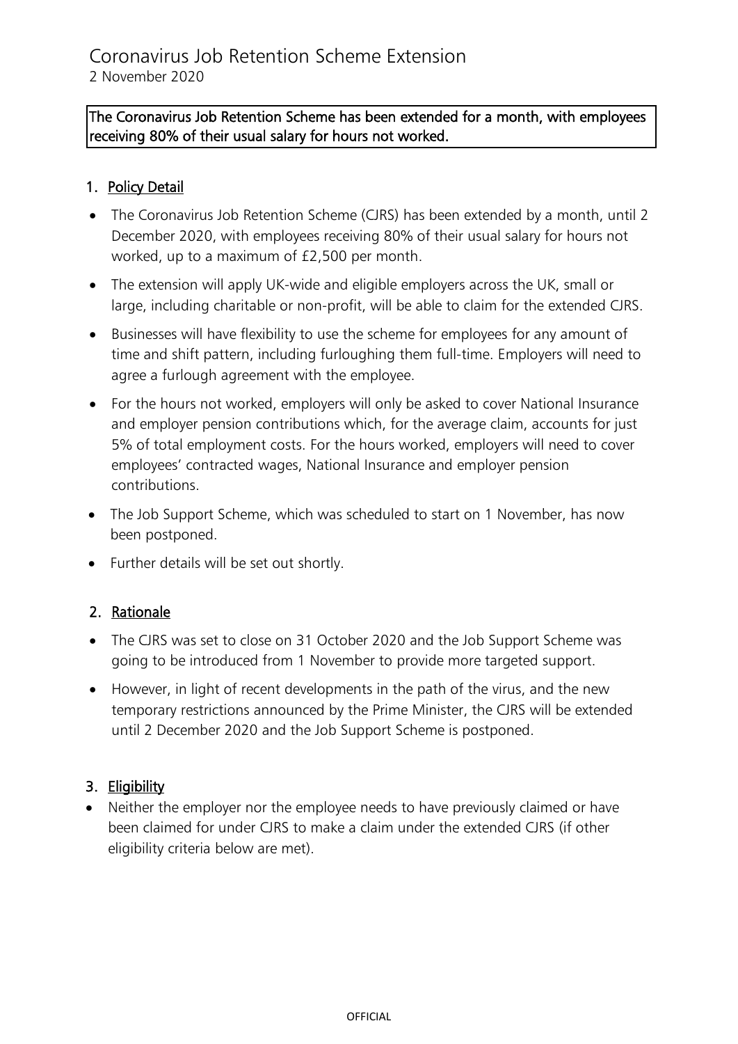# Coronavirus Job Retention Scheme Extension

2 November 2020

**The Coronavirus Job Retention Scheme has been extended for a month, with employees receiving 80% of their usual salary for hours not worked.**

## 1. Policy Detail

- The Coronavirus Job Retention Scheme (CJRS) has been extended by a month, until 2 December 2020, with employees receiving 80% of their usual salary for hours not worked, up to a maximum of £2,500 per month.
- The extension will apply UK-wide and eligible employers across the UK, small or large, including charitable or non-profit, will be able to claim for the extended CJRS.
- Businesses will have flexibility to use the scheme for employees for any amount of time and shift pattern, including furloughing them full-time. Employers will need to agree a furlough agreement with the employee.
- For the hours not worked, employers will only be asked to cover National Insurance and employer pension contributions which, for the average claim, accounts for just 5% of total employment costs. For the hours worked, employers will need to cover employees' contracted wages, National Insurance and employer pension contributions.
- The Job Support Scheme, which was scheduled to start on 1 November, has now been postponed.
- Further details will be set out shortly.

## 2. Rationale

- The CJRS was set to close on 31 October 2020 and the Job Support Scheme was going to be introduced from 1 November to provide more targeted support.
- However, in light of recent developments in the path of the virus, and the new temporary restrictions announced by the Prime Minister, the CJRS will be extended until 2 December 2020 and the Job Support Scheme is postponed.

## 3. Eligibility

- Neither the employer nor the employee needs to have previously claimed or have been claimed for under CJRS to make a claim under the extended CJRS (if other eligibility criteria below are met).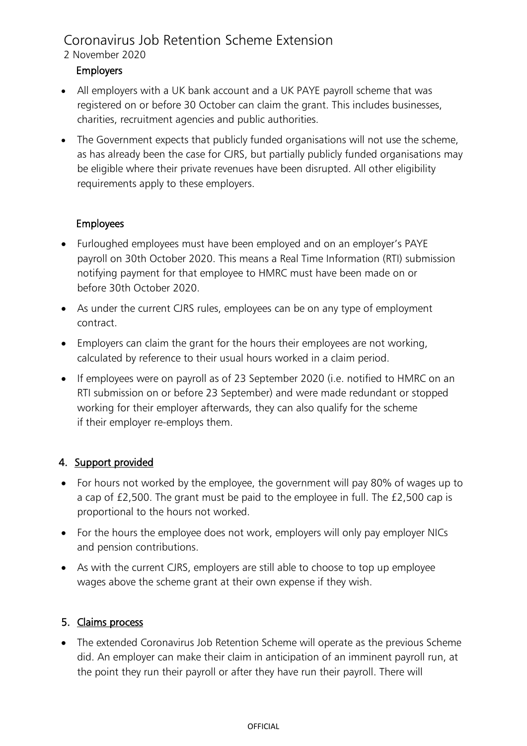# Coronavirus Job Retention Scheme Extension

2 November 2020

### Employers

- All employers with a UK bank account and a UK PAYE payroll scheme that was registered on or before 30 October can claim the grant. This includes businesses, charities, recruitment agencies and public authorities.
- The Government expects that publicly funded organisations will not use the scheme, as has already been the case for CJRS, but partially publicly funded organisations may be eligible where their private revenues have been disrupted. All other eligibility requirements apply to these employers.

### Employees

- Furloughed employees must have been employed and on an employer's PAYE payroll on 30th October 2020. This means a Real Time Information (RTI) submission notifying payment for that employee to HMRC must have been made on or before 30th October 2020.
- As under the current CJRS rules, employees can be on any type of employment contract.
- Employers can claim the grant for the hours their employees are not working, calculated by reference to their usual hours worked in a claim period.
- If employees were on payroll as of 23 September 2020 (i.e. notified to HMRC on an RTI submission on or before 23 September) and were made redundant or stopped working for their employer afterwards, they can also qualify for the scheme if their employer re-employs them.

## 4. Support provided

- For hours not worked by the employee, the government will pay 80% of wages up to a cap of £2,500. The grant must be paid to the employee in full. The £2,500 cap is proportional to the hours not worked.
- For the hours the employee does not work, employers will only pay employer NICs and pension contributions.
- As with the current CJRS, employers are still able to choose to top up employee wages above the scheme grant at their own expense if they wish.

## 5. Claims process

- The extended Coronavirus Job Retention Scheme will operate as the previous Scheme did. An employer can make their claim in anticipation of an imminent payroll run, at the point they run their payroll or after they have run their payroll. There will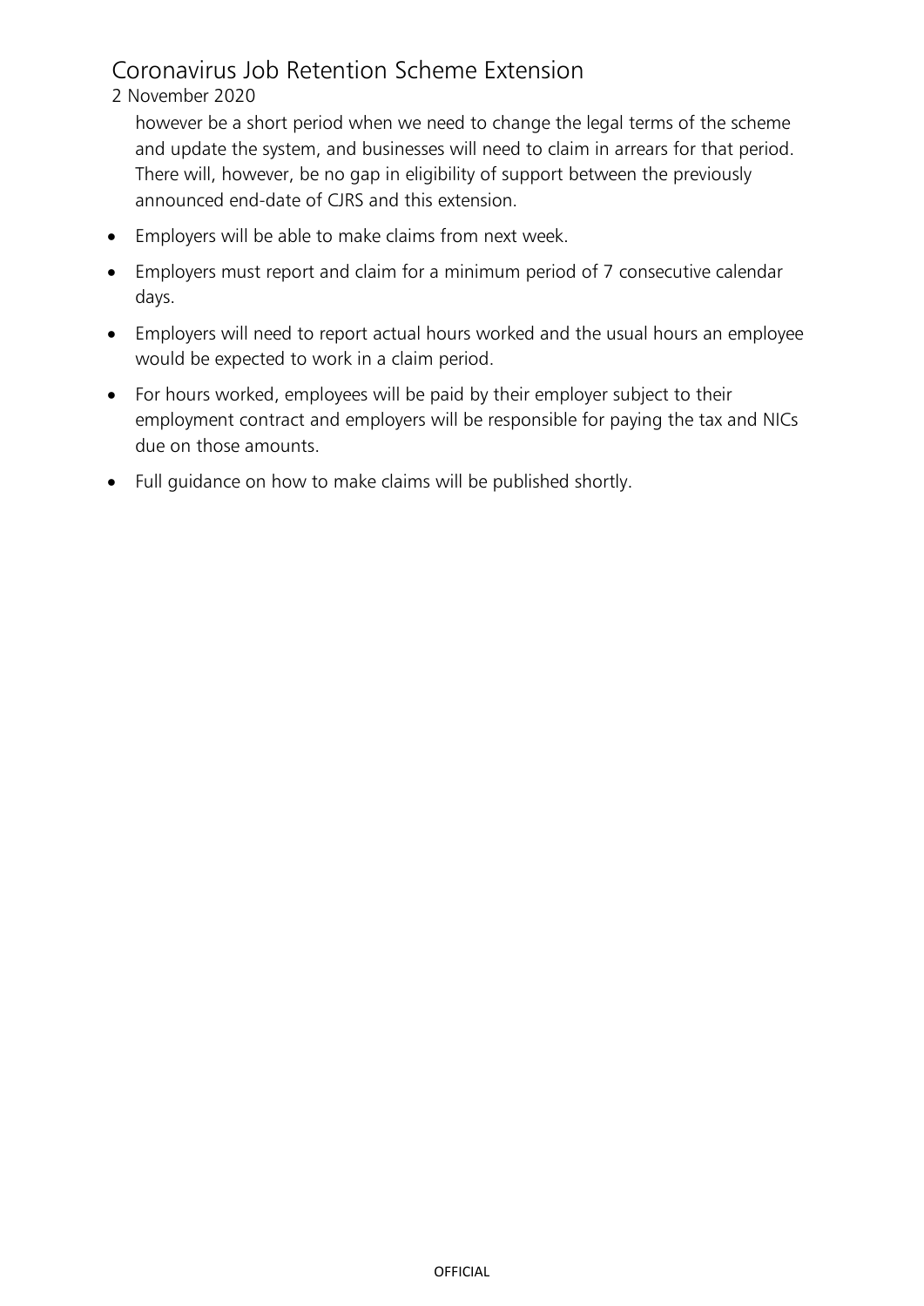however be a short period when we need to change the legal terms of the scheme and update the system, and businesses will need to claim in arrears for that period. There will, however, be no gap in eligibility of support between the previously announced end-date of CJRS and this extension.

- Employers will be able to make claims from next week.
- Employers must report and claim for a minimum period of 7 consecutive calendar days.
- Employers will need to report actual hours worked and the usual hours an employee would be expected to work in a claim period.
- For hours worked, employees will be paid by their employer subject to their employment contract and employers will be responsible for paying the tax and NICs due on those amounts.
- Full guidance on how to make claims will be published shortly.